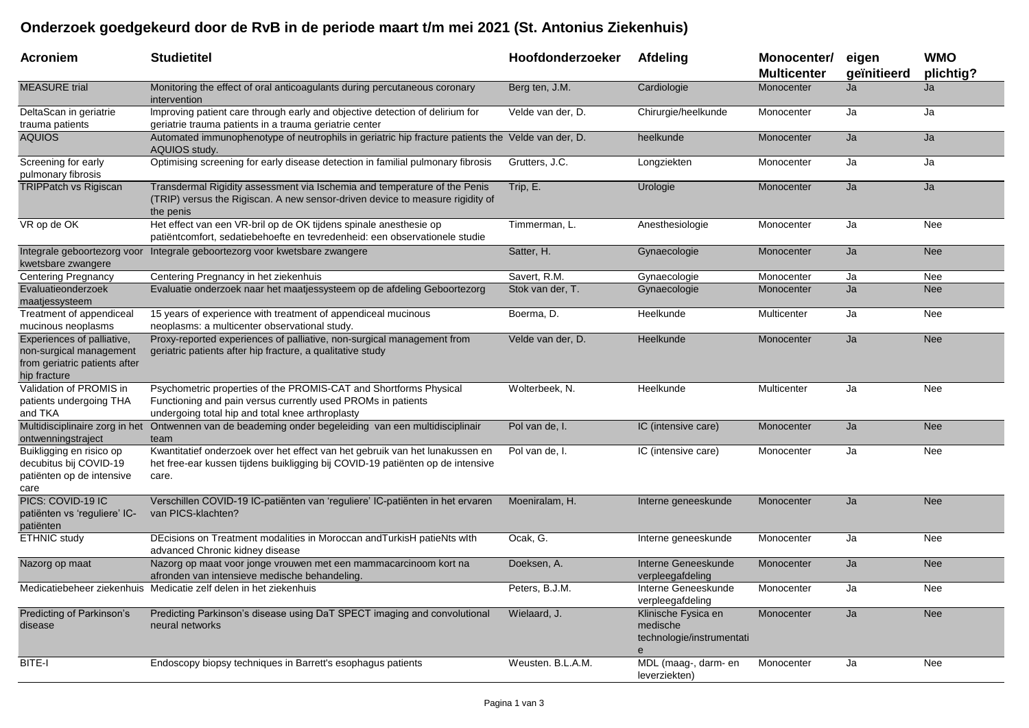# Onderzoek goedgekeurd door de RvB in de periode maart t/m mei 2021 (St. Antonius Ziekenhuis)

| Acroniem | Studietitel | Hoofdonderzoeker | Afdeling | Monocenter/ Multicenter | eigen geïnitieerd | WMO plichtig? |
|---|---|---|---|---|---|---|
| MEASURE trial | Monitoring the effect of oral anticoagulants during percutaneous coronary intervention | Berg ten, J.M. | Cardiologie | Monocenter | Ja | Ja |
| DeltaScan in geriatrie trauma patients | Improving patient care through early and objective detection of delirium for geriatrie trauma patients in a trauma geriatrie center | Velde van der, D. | Chirurgie/heelkunde | Monocenter | Ja | Ja |
| AQUIOS | Automated immunophenotype of neutrophils in geriatric hip fracture patients the AQUIOS study. | Velde van der, D. | heelkunde | Monocenter | Ja | Ja |
| Screening for early pulmonary fibrosis | Optimising screening for early disease detection in familial pulmonary fibrosis | Grutters, J.C. | Longziekten | Monocenter | Ja | Ja |
| TRIPPatch vs Rigiscan | Transdermal Rigidity assessment via Ischemia and temperature of the Penis (TRIP) versus the Rigiscan. A new sensor-driven device to measure rigidity of the penis | Trip, E. | Urologie | Monocenter | Ja | Ja |
| VR op de OK | Het effect van een VR-bril op de OK tijdens spinale anesthesie op patiëntcomfort, sedatiebehoefte en tevredenheid: een observationele studie | Timmerman, L. | Anesthesiologie | Monocenter | Ja | Nee |
| Integrale geboortezorg voor kwetsbare zwangere | Integrale geboortezorg voor kwetsbare zwangere | Satter, H. | Gynaecologie | Monocenter | Ja | Nee |
| Centering Pregnancy | Centering Pregnancy in het ziekenhuis | Savert, R.M. | Gynaecologie | Monocenter | Ja | Nee |
| Evaluatieonderzoek maatjessysteem | Evaluatie onderzoek naar het maatjessysteem op de afdeling Geboortezorg | Stok van der, T. | Gynaecologie | Monocenter | Ja | Nee |
| Treatment of appendiceal mucinous neoplasms | 15 years of experience with treatment of appendiceal mucinous neoplasms: a multicenter observational study. | Boerma, D. | Heelkunde | Multicenter | Ja | Nee |
| Experiences of palliative, non-surgical management from geriatric patients after hip fracture | Proxy-reported experiences of palliative, non-surgical management from geriatric patients after hip fracture, a qualitative study | Velde van der, D. | Heelkunde | Monocenter | Ja | Nee |
| Validation of PROMIS in patients undergoing THA and TKA | Psychometric properties of the PROMIS-CAT and Shortforms Physical Functioning and pain versus currently used PROMs in patients undergoing total hip and total knee arthroplasty | Wolterbeek, N. | Heelkunde | Multicenter | Ja | Nee |
| Multidisciplinaire zorg in het ontwenningstraject | Ontwennen van de beademing onder begeleiding van een multidisciplinair team | Pol van de, I. | IC (intensive care) | Monocenter | Ja | Nee |
| Buikligging en risico op decubitus bij COVID-19 patiënten op de intensive care | Kwantitatief onderzoek over het effect van het gebruik van het lunakussen en het free-ear kussen tijdens buikligging bij COVID-19 patiënten op de intensive care. | Pol van de, I. | IC (intensive care) | Monocenter | Ja | Nee |
| PICS: COVID-19 IC patiënten vs 'reguliere' IC-patiënten | Verschillen COVID-19 IC-patiënten van 'reguliere' IC-patiënten in het ervaren van PICS-klachten? | Moeniralam, H. | Interne geneeskunde | Monocenter | Ja | Nee |
| ETHNIC study | DEcisions on Treatment modalities in Moroccan andTurkisH patieNts wIth advanced Chronic kidney disease | Ocak, G. | Interne geneeskunde | Monocenter | Ja | Nee |
| Nazorg op maat | Nazorg op maat voor jonge vrouwen met een mammacarcinoom kort na afronden van intensieve medische behandeling. | Doeksen, A. | Interne Geneeskunde verpleegafdeling | Monocenter | Ja | Nee |
| Medicatiebeheer ziekenhuis | Medicatie zelf delen in het ziekenhuis | Peters, B.J.M. | Interne Geneeskunde verpleegafdeling | Monocenter | Ja | Nee |
| Predicting of Parkinson's disease | Predicting Parkinson's disease using DaT SPECT imaging and convolutional neural networks | Wielaard, J. | Klinische Fysica en medische technologie/instrumentatie | Monocenter | Ja | Nee |
| BITE-I | Endoscopy biopsy techniques in Barrett's esophagus patients | Weusten. B.L.A.M. | MDL (maag-, darm- en leverziekten) | Monocenter | Ja | Nee |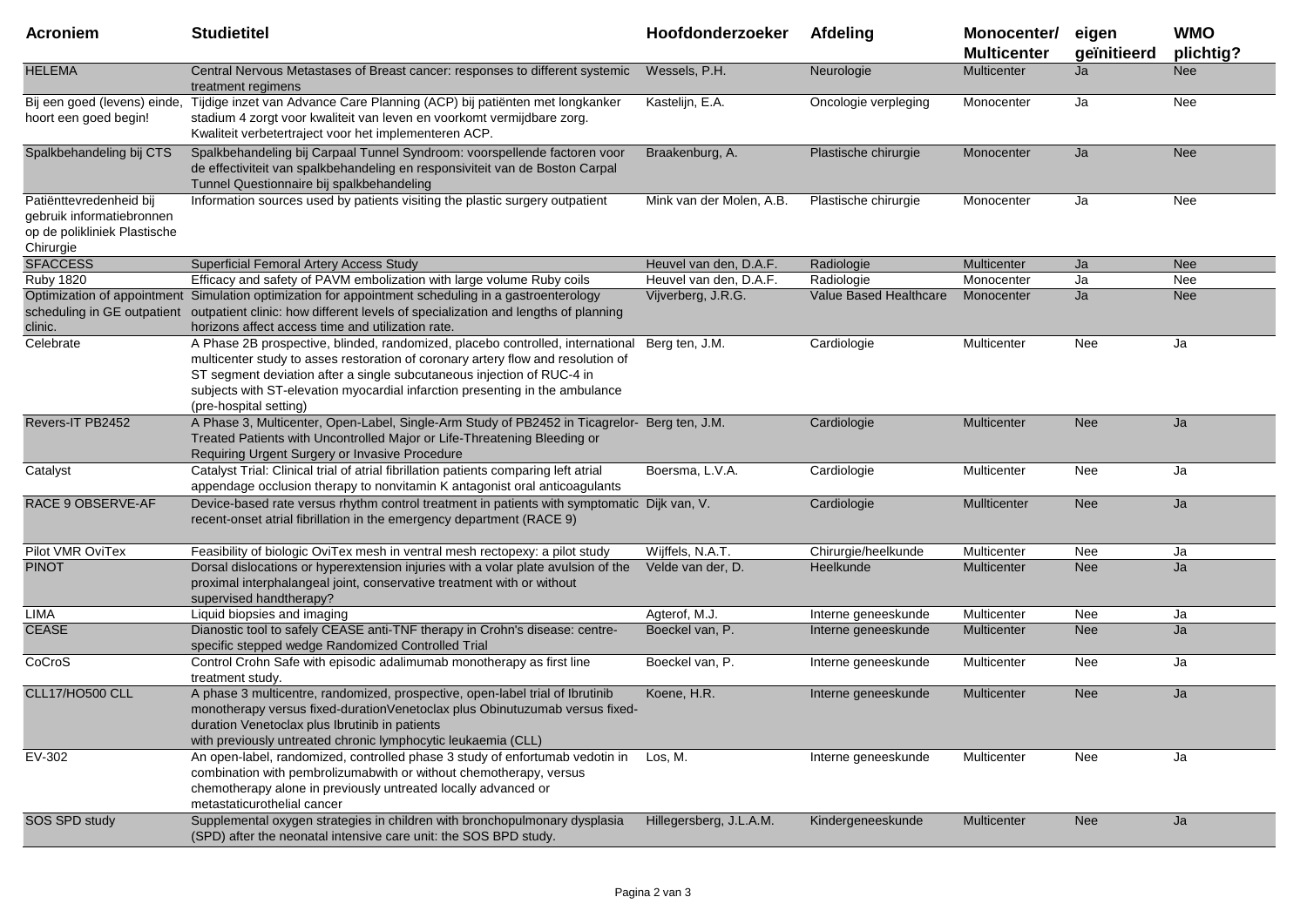| Acroniem | Studietitel | Hoofdonderzoeker | Afdeling | Monocenter/ Multicenter | eigen geïnitieerd | WMO plichtig? |
|---|---|---|---|---|---|---|
| HELEMA | Central Nervous Metastases of Breast cancer: responses to different systemic treatment regimens | Wessels, P.H. | Neurologie | Multicenter | Ja | Nee |
| Bij een goed (levens) einde, hoort een goed begin! | Tijdige inzet van Advance Care Planning (ACP) bij patiënten met longkanker stadium 4 zorgt voor kwaliteit van leven en voorkomt vermijdbare zorg. Kwaliteit verbetertraject voor het implementeren ACP. | Kastelijn, E.A. | Oncologie verpleging | Monocenter | Ja | Nee |
| Spalkbehandeling bij CTS | Spalkbehandeling bij Carpaal Tunnel Syndroom: voorspellende factoren voor de effectiviteit van spalkbehandeling en responsiviteit van de Boston Carpal Tunnel Questionnaire bij spalkbehandeling | Braakenburg, A. | Plastische chirurgie | Monocenter | Ja | Nee |
| Patiënttevredenheid bij gebruik informatiebronnen op de polikliniek Plastische Chirurgie | Information sources used by patients visiting the plastic surgery outpatient | Mink van der Molen, A.B. | Plastische chirurgie | Monocenter | Ja | Nee |
| SFACCESS | Superficial Femoral Artery Access Study | Heuvel van den, D.A.F. | Radiologie | Multicenter | Ja | Nee |
| Ruby 1820 | Efficacy and safety of PAVM embolization with large volume Ruby coils | Heuvel van den, D.A.F. | Radiologie | Monocenter | Ja | Nee |
| Optimization of appointment scheduling in GE outpatient clinic. | Simulation optimization for appointment scheduling in a gastroenterology outpatient clinic: how different levels of specialization and lengths of planning horizons affect access time and utilization rate. | Vijverberg, J.R.G. | Value Based Healthcare | Monocenter | Ja | Nee |
| Celebrate | A Phase 2B prospective, blinded, randomized, placebo controlled, international multicenter study to asses restoration of coronary artery flow and resolution of ST segment deviation after a single subcutaneous injection of RUC-4 in subjects with ST-elevation myocardial infarction presenting in the ambulance (pre-hospital setting) | Berg ten, J.M. | Cardiologie | Multicenter | Nee | Ja |
| Revers-IT PB2452 | A Phase 3, Multicenter, Open-Label, Single-Arm Study of PB2452 in Ticagrelor-Treated Patients with Uncontrolled Major or Life-Threatening Bleeding or Requiring Urgent Surgery or Invasive Procedure | Berg ten, J.M. | Cardiologie | Multicenter | Nee | Ja |
| Catalyst | Catalyst Trial: Clinical trial of atrial fibrillation patients comparing left atrial appendage occlusion therapy to nonvitamin K antagonist oral anticoagulants | Boersma, L.V.A. | Cardiologie | Multicenter | Nee | Ja |
| RACE 9 OBSERVE-AF | Device-based rate versus rhythm control treatment in patients with symptomatic recent-onset atrial fibrillation in the emergency department (RACE 9) | Dijk van, V. | Cardiologie | Mullticenter | Nee | Ja |
| Pilot VMR OviTex | Feasibility of biologic OviTex mesh in ventral mesh rectopexy: a pilot study | Wijffels, N.A.T. | Chirurgie/heelkunde | Multicenter | Nee | Ja |
| PINOT | Dorsal dislocations or hyperextension injuries with a volar plate avulsion of the proximal interphalangeal joint, conservative treatment with or without supervised handtherapy? | Velde van der, D. | Heelkunde | Multicenter | Nee | Ja |
| LIMA | Liquid biopsies and imaging | Agterof, M.J. | Interne geneeskunde | Multicenter | Nee | Ja |
| CEASE | Dianostic tool to safely CEASE anti-TNF therapy in Crohn's disease: centre-specific stepped wedge Randomized Controlled Trial | Boeckel van, P. | Interne geneeskunde | Multicenter | Nee | Ja |
| CoCroS | Control Crohn Safe with episodic adalimumab monotherapy as first line treatment study. | Boeckel van, P. | Interne geneeskunde | Multicenter | Nee | Ja |
| CLL17/HO500 CLL | A phase 3 multicentre, randomized, prospective, open-label trial of Ibrutinib monotherapy versus fixed-durationVenetoclax plus Obinutuzumab versus fixed-duration Venetoclax plus Ibrutinib in patients with previously untreated chronic lymphocytic leukaemia (CLL) | Koene, H.R. | Interne geneeskunde | Multicenter | Nee | Ja |
| EV-302 | An open-label, randomized, controlled phase 3 study of enfortumab vedotin in combination with pembrolizumabwith or without chemotherapy, versus chemotherapy alone in previously untreated locally advanced or metastaticurothelial cancer | Los, M. | Interne geneeskunde | Multicenter | Nee | Ja |
| SOS SPD study | Supplemental oxygen strategies in children with bronchopulmonary dysplasia (SPD) after the neonatal intensive care unit: the SOS BPD study. | Hillegersberg, J.L.A.M. | Kindergeneeskunde | Multicenter | Nee | Ja |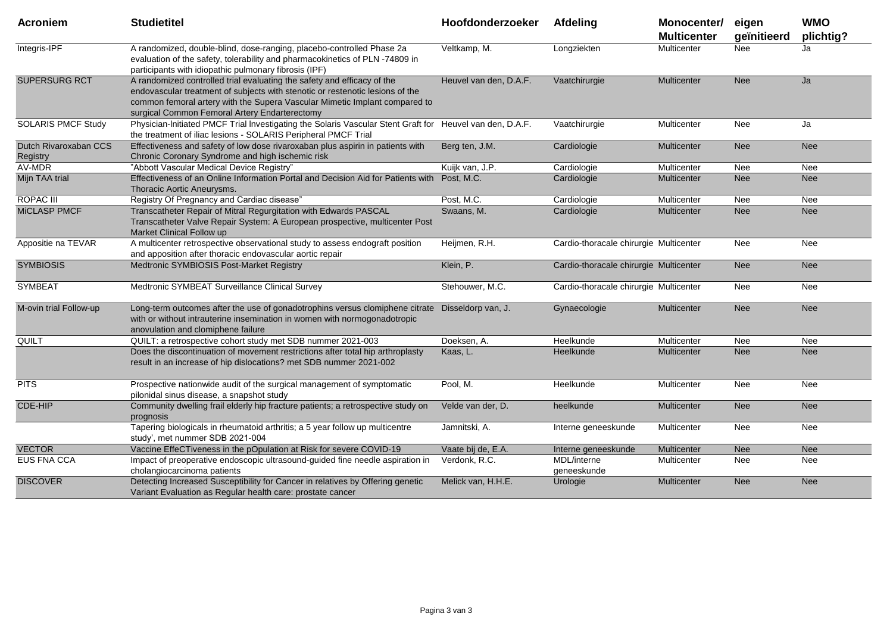| Acroniem | Studietitel | Hoofdonderzoeker | Afdeling | Monocenter/ Multicenter | eigen geïnitieerd | WMO plichtig? |
|---|---|---|---|---|---|---|
| Integris-IPF | A randomized, double-blind, dose-ranging, placebo-controlled Phase 2a evaluation of the safety, tolerability and pharmacokinetics of PLN -74809 in participants with idiopathic pulmonary fibrosis (IPF) | Veltkamp, M. | Longziekten | Multicenter | Nee | Ja |
| SUPERSURG RCT | A randomized controlled trial evaluating the safety and efficacy of the endovascular treatment of subjects with stenotic or restenotic lesions of the common femoral artery with the Supera Vascular Mimetic Implant compared to surgical Common Femoral Artery Endarterectomy | Heuvel van den, D.A.F. | Vaatchirurgie | Multicenter | Nee | Ja |
| SOLARIS PMCF Study | Physician-Initiated PMCF Trial Investigating the Solaris Vascular Stent Graft for the treatment of iliac lesions - SOLARIS Peripheral PMCF Trial | Heuvel van den, D.A.F. | Vaatchirurgie | Multicenter | Nee | Ja |
| Dutch Rivaroxaban CCS Registry | Effectiveness and safety of low dose rivaroxaban plus aspirin in patients with Chronic Coronary Syndrome and high ischemic risk | Berg ten, J.M. | Cardiologie | Multicenter | Nee | Nee |
| AV-MDR | "Abbott Vascular Medical Device Registry" | Kuijk van, J.P. | Cardiologie | Multicenter | Nee | Nee |
| Mijn TAA trial | Effectiveness of an Online Information Portal and Decision Aid for Patients with Thoracic Aortic Aneurysms. | Post, M.C. | Cardiologie | Multicenter | Nee | Nee |
| ROPAC III | Registry Of Pregnancy and Cardiac disease" | Post, M.C. | Cardiologie | Multicenter | Nee | Nee |
| MiCLASP PMCF | Transcatheter Repair of Mitral Regurgitation with Edwards PASCAL Transcatheter Valve Repair System: A European prospective, multicenter Post Market Clinical Follow up | Swaans, M. | Cardiologie | Multicenter | Nee | Nee |
| Appositie na TEVAR | A multicenter retrospective observational study to assess endograft position and apposition after thoracic endovascular aortic repair | Heijmen, R.H. | Cardio-thoracale chirurgie | Multicenter | Nee | Nee |
| SYMBIOSIS | Medtronic SYMBIOSIS Post-Market Registry | Klein, P. | Cardio-thoracale chirurgie | Multicenter | Nee | Nee |
| SYMBEAT | Medtronic SYMBEAT Surveillance Clinical Survey | Stehouwer, M.C. | Cardio-thoracale chirurgie | Multicenter | Nee | Nee |
| M-ovin trial Follow-up | Long-term outcomes after the use of gonadotrophins versus clomiphene citrate with or without intrauterine insemination in women with normogonadotropic anovulation and clomiphene failure | Disseldorp van, J. | Gynaecologie | Multicenter | Nee | Nee |
| QUILT | QUILT: a retrospective cohort study met SDB nummer 2021-003 | Doeksen, A. | Heelkunde | Multicenter | Nee | Nee |
| | Does the discontinuation of movement restrictions after total hip arthroplasty result in an increase of hip dislocations? met SDB nummer 2021-002 | Kaas, L. | Heelkunde | Multicenter | Nee | Nee |
| PITS | Prospective nationwide audit of the surgical management of symptomatic pilonidal sinus disease, a snapshot study | Pool, M. | Heelkunde | Multicenter | Nee | Nee |
| CDE-HIP | Community dwelling frail elderly hip fracture patients; a retrospective study on prognosis | Velde van der, D. | heelkunde | Multicenter | Nee | Nee |
| | Tapering biologicals in rheumatoid arthritis; a 5 year follow up multicentre study', met nummer SDB 2021-004 | Jamnitski, A. | Interne geneeskunde | Multicenter | Nee | Nee |
| VECTOR | Vaccine EffeCTiveness in the pOpulation at Risk for severe COVID-19 | Vaate bij de, E.A. | Interne geneeskunde | Multicenter | Nee | Nee |
| EUS FNA CCA | Impact of preoperative endoscopic ultrasound-guided fine needle aspiration in cholangiocarcinoma patients | Verdonk, R.C. | MDL/interne geneeskunde | Multicenter | Nee | Nee |
| DISCOVER | Detecting Increased Susceptibility for Cancer in relatives by Offering genetic Variant Evaluation as Regular health care: prostate cancer | Melick van, H.H.E. | Urologie | Multicenter | Nee | Nee |